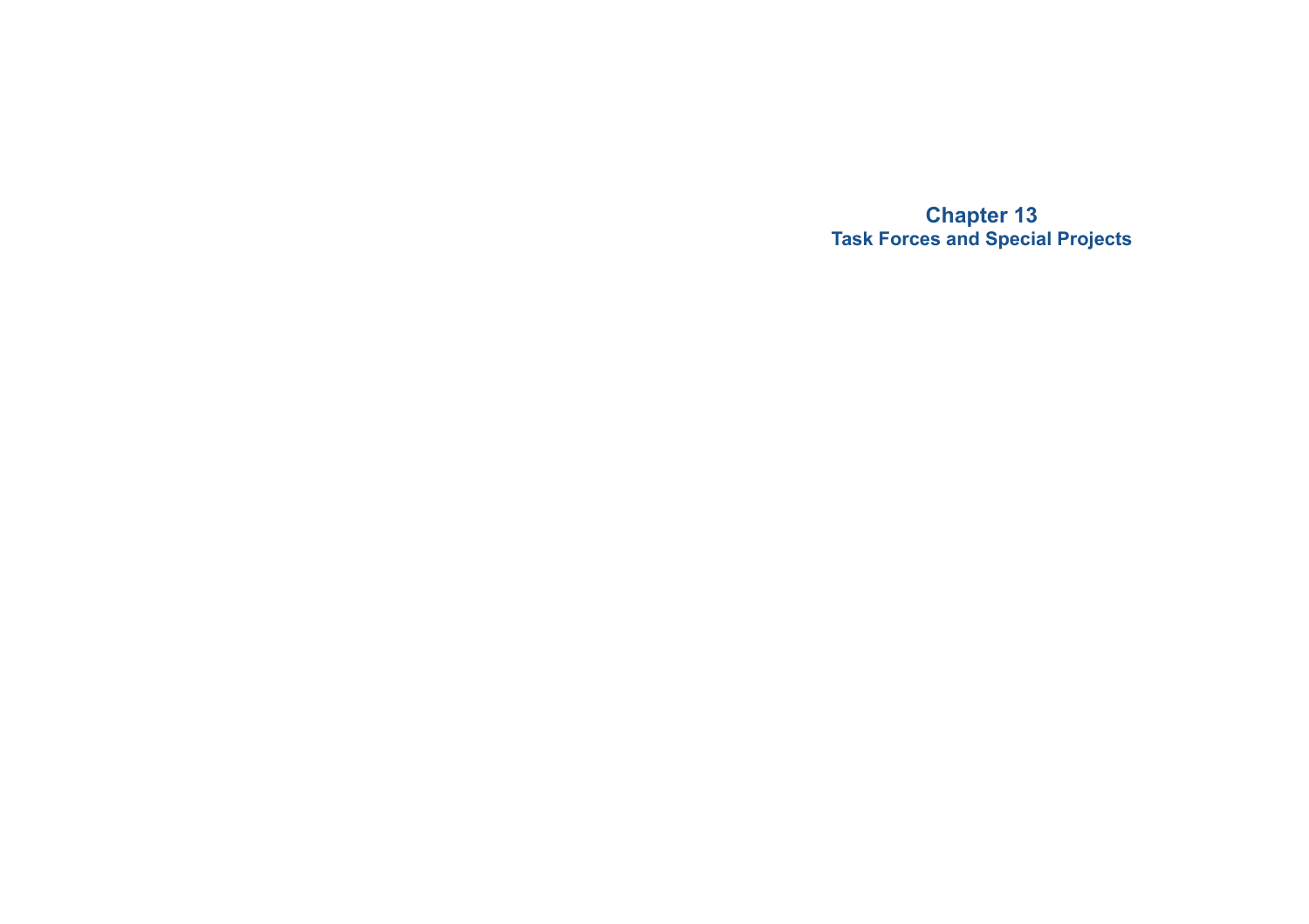# Chapter 13
## Task Forces and Special Projects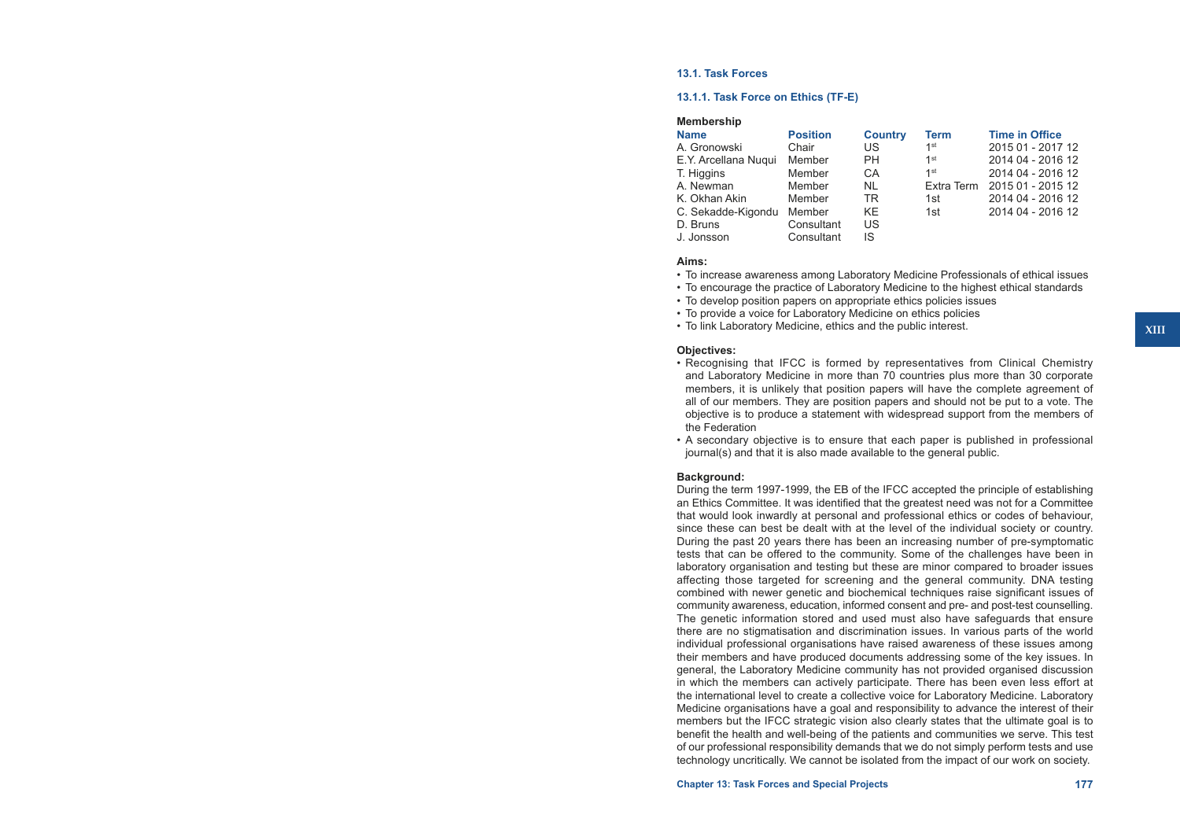## 13.1. Task Forces

### 13.1.1. Task Force on Ethics (TF-E)

**Membership**

| Name | Position | Country | Term | Time in Office |
|---|---|---|---|---|
| A. Gronowski | Chair | US | 1st | 2015 01 - 2017 12 |
| E.Y. Arcellana Nuqui | Member | PH | 1st | 2014 04 - 2016 12 |
| T. Higgins | Member | CA | 1st | 2014 04 - 2016 12 |
| A. Newman | Member | NL | Extra Term | 2015 01 - 2015 12 |
| K. Okhan Akin | Member | TR | 1st | 2014 04 - 2016 12 |
| C. Sekadde-Kigondu | Member | KE | 1st | 2014 04 - 2016 12 |
| D. Bruns | Consultant | US | | |
| J. Jonsson | Consultant | IS | | |

**Aims:**

- To increase awareness among Laboratory Medicine Professionals of ethical issues
- To encourage the practice of Laboratory Medicine to the highest ethical standards
- To develop position papers on appropriate ethics policies issues
- To provide a voice for Laboratory Medicine on ethics policies
- To link Laboratory Medicine, ethics and the public interest.

**Objectives:**

- Recognising that IFCC is formed by representatives from Clinical Chemistry and Laboratory Medicine in more than 70 countries plus more than 30 corporate members, it is unlikely that position papers will have the complete agreement of all of our members. They are position papers and should not be put to a vote. The objective is to produce a statement with widespread support from the members of the Federation
- A secondary objective is to ensure that each paper is published in professional journal(s) and that it is also made available to the general public.

**Background:**

During the term 1997-1999, the EB of the IFCC accepted the principle of establishing an Ethics Committee. It was identified that the greatest need was not for a Committee that would look inwardly at personal and professional ethics or codes of behaviour, since these can best be dealt with at the level of the individual society or country. During the past 20 years there has been an increasing number of pre-symptomatic tests that can be offered to the community. Some of the challenges have been in laboratory organisation and testing but these are minor compared to broader issues affecting those targeted for screening and the general community. DNA testing combined with newer genetic and biochemical techniques raise significant issues of community awareness, education, informed consent and pre- and post-test counselling. The genetic information stored and used must also have safeguards that ensure there are no stigmatisation and discrimination issues. In various parts of the world individual professional organisations have raised awareness of these issues among their members and have produced documents addressing some of the key issues. In general, the Laboratory Medicine community has not provided organised discussion in which the members can actively participate. There has been even less effort at the international level to create a collective voice for Laboratory Medicine. Laboratory Medicine organisations have a goal and responsibility to advance the interest of their members but the IFCC strategic vision also clearly states that the ultimate goal is to benefit the health and well-being of the patients and communities we serve. This test of our professional responsibility demands that we do not simply perform tests and use technology uncritically. We cannot be isolated from the impact of our work on society.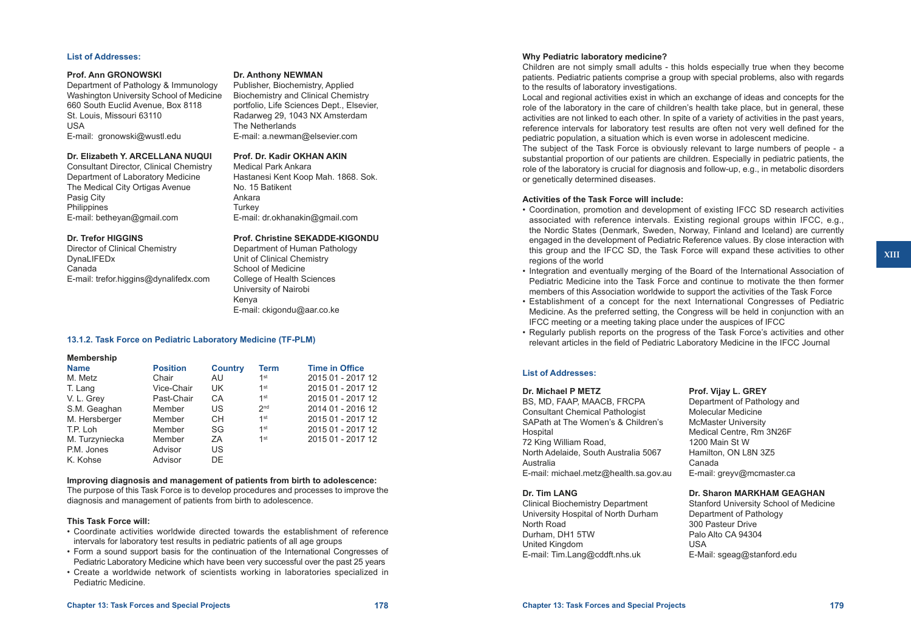**List of Addresses:**

**Prof. Ann GRONOWSKI**
Department of Pathology & Immunology
Washington University School of Medicine
660 South Euclid Avenue, Box 8118
St. Louis, Missouri 63110
USA
E-mail: gronowski@wustl.edu

**Dr. Elizabeth Y. ARCELLANA NUQUI**
Consultant Director, Clinical Chemistry
Department of Laboratory Medicine
The Medical City Ortigas Avenue
Pasig City
Philippines
E-mail: betheyan@gmail.com

**Dr. Trefor HIGGINS**
Director of Clinical Chemistry
DynaLIFEDx
Canada
E-mail: trefor.higgins@dynalifedx.com

**Dr. Anthony NEWMAN**
Publisher, Biochemistry, Applied Biochemistry and Clinical Chemistry portfolio, Life Sciences Dept., Elsevier,
Radarweg 29, 1043 NX Amsterdam
The Netherlands
E-mail: a.newman@elsevier.com

**Prof. Dr. Kadir OKHAN AKIN**
Medical Park Ankara
Hastanesi Kent Koop Mah. 1868. Sok.
No. 15 Batikent
Ankara
Turkey
E-mail: dr.okhanakin@gmail.com

**Prof. Christine SEKADDE-KIGONDU**
Department of Human Pathology
Unit of Clinical Chemistry
School of Medicine
College of Health Sciences
University of Nairobi
Kenya
E-mail: ckigondu@aar.co.ke

### 13.1.2. Task Force on Pediatric Laboratory Medicine (TF-PLM)

**Membership**

| Name | Position | Country | Term | Time in Office |
|---|---|---|---|---|
| M. Metz | Chair | AU | 1st | 2015 01 - 2017 12 |
| T. Lang | Vice-Chair | UK | 1st | 2015 01 - 2017 12 |
| V. L. Grey | Past-Chair | CA | 1st | 2015 01 - 2017 12 |
| S.M. Geaghan | Member | US | 2nd | 2014 01 - 2016 12 |
| M. Hersberger | Member | CH | 1st | 2015 01 - 2017 12 |
| T.P. Loh | Member | SG | 1st | 2015 01 - 2017 12 |
| M. Turzyniecka | Member | ZA | 1st | 2015 01 - 2017 12 |
| P.M. Jones | Advisor | US | | |
| K. Kohse | Advisor | DE | | |

**Improving diagnosis and management of patients from birth to adolescence:**
The purpose of this Task Force is to develop procedures and processes to improve the diagnosis and management of patients from birth to adolescence.

**This Task Force will:**

- Coordinate activities worldwide directed towards the establishment of reference intervals for laboratory test results in pediatric patients of all age groups
- Form a sound support basis for the continuation of the International Congresses of Pediatric Laboratory Medicine which have been very successful over the past 25 years
- Create a worldwide network of scientists working in laboratories specialized in Pediatric Medicine.

**Why Pediatric laboratory medicine?**
Children are not simply small adults - this holds especially true when they become patients. Pediatric patients comprise a group with special problems, also with regards to the results of laboratory investigations.
Local and regional activities exist in which an exchange of ideas and concepts for the role of the laboratory in the care of children's health take place, but in general, these activities are not linked to each other. In spite of a variety of activities in the past years, reference intervals for laboratory test results are often not very well defined for the pediatric population, a situation which is even worse in adolescent medicine.
The subject of the Task Force is obviously relevant to large numbers of people - a substantial proportion of our patients are children. Especially in pediatric patients, the role of the laboratory is crucial for diagnosis and follow-up, e.g., in metabolic disorders or genetically determined diseases.

**Activities of the Task Force will include:**

- Coordination, promotion and development of existing IFCC SD research activities associated with reference intervals. Existing regional groups within IFCC, e.g., the Nordic States (Denmark, Sweden, Norway, Finland and Iceland) are currently engaged in the development of Pediatric Reference values. By close interaction with this group and the IFCC SD, the Task Force will expand these activities to other regions of the world
- Integration and eventually merging of the Board of the International Association of Pediatric Medicine into the Task Force and continue to motivate the then former members of this Association worldwide to support the activities of the Task Force
- Establishment of a concept for the next International Congresses of Pediatric Medicine. As the preferred setting, the Congress will be held in conjunction with an IFCC meeting or a meeting taking place under the auspices of IFCC
- Regularly publish reports on the progress of the Task Force's activities and other relevant articles in the field of Pediatric Laboratory Medicine in the IFCC Journal

**List of Addresses:**

**Dr. Michael P METZ**
BS, MD, FAAP, MAACB, FRCPA
Consultant Chemical Pathologist
SAPath at The Women's & Children's Hospital
72 King William Road,
North Adelaide, South Australia 5067
Australia
E-mail: michael.metz@health.sa.gov.au

**Dr. Tim LANG**
Clinical Biochemistry Department
University Hospital of North Durham
North Road
Durham, DH1 5TW
United Kingdom
E-mail: Tim.Lang@cddft.nhs.uk

**Prof. Vijay L. GREY**
Department of Pathology and Molecular Medicine
McMaster University
Medical Centre, Rm 3N26F
1200 Main St W
Hamilton, ON L8N 3Z5
Canada
E-mail: greyv@mcmaster.ca

**Dr. Sharon MARKHAM GEAGHAN**
Stanford University School of Medicine
Department of Pathology
300 Pasteur Drive
Palo Alto CA 94304
USA
E-Mail: sgeag@stanford.edu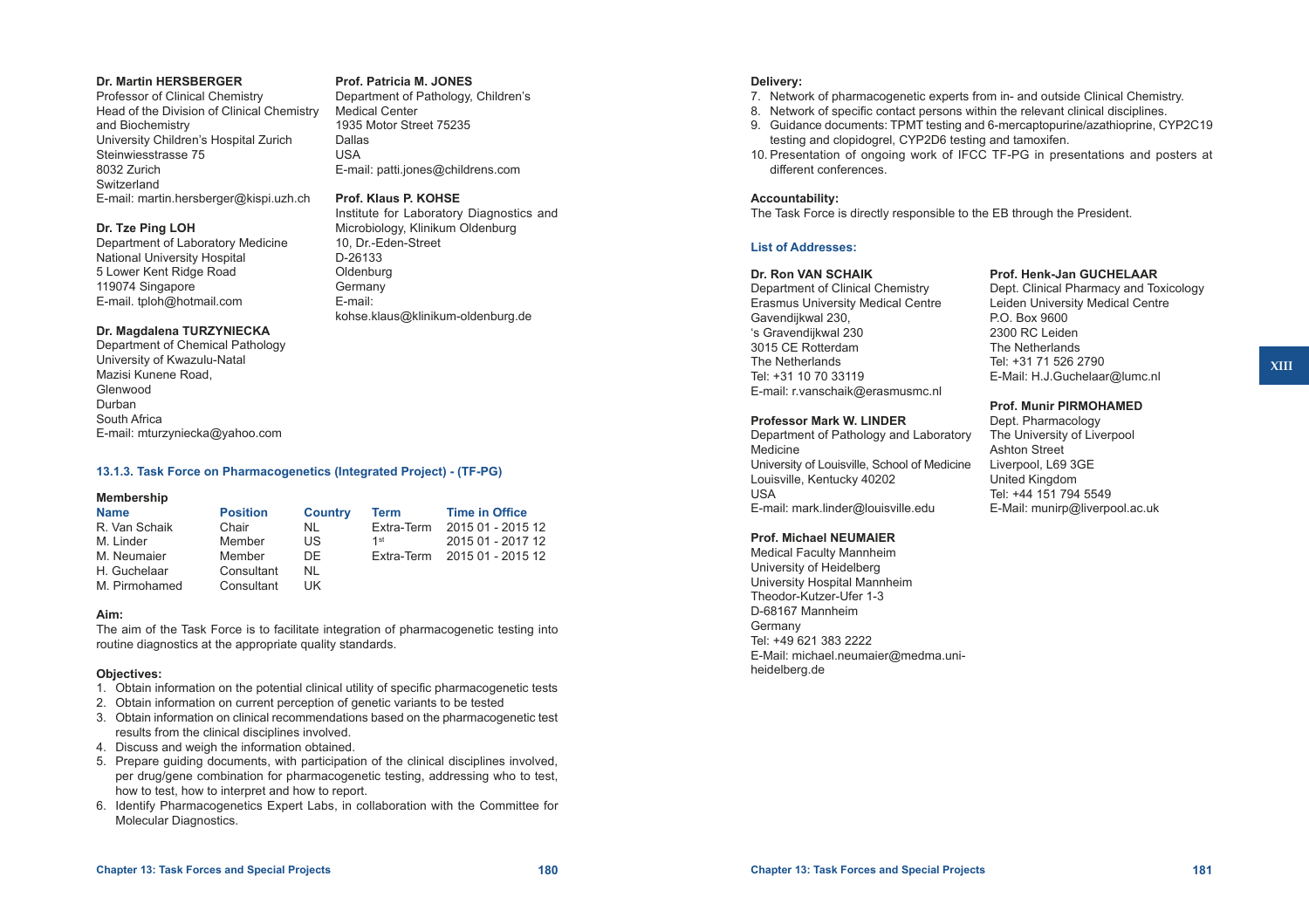**Dr. Martin HERSBERGER**
Professor of Clinical Chemistry
Head of the Division of Clinical Chemistry and Biochemistry
University Children's Hospital Zurich
Steinwiesstrasse 75
8032 Zurich
Switzerland
E-mail: martin.hersberger@kispi.uzh.ch

**Dr. Tze Ping LOH**
Department of Laboratory Medicine
National University Hospital
5 Lower Kent Ridge Road
119074 Singapore
E-mail. tploh@hotmail.com

**Dr. Magdalena TURZYNIECKA**
Department of Chemical Pathology
University of Kwazulu-Natal
Mazisi Kunene Road,
Glenwood
Durban
South Africa
E-mail: mturzyniecka@yahoo.com

**Prof. Patricia M. JONES**
Department of Pathology, Children's Medical Center
1935 Motor Street 75235
Dallas
USA
E-mail: patti.jones@childrens.com

**Prof. Klaus P. KOHSE**
Institute for Laboratory Diagnostics and Microbiology, Klinikum Oldenburg
10, Dr.-Eden-Street
D-26133
Oldenburg
Germany
E-mail:
kohse.klaus@klinikum-oldenburg.de

### 13.1.3. Task Force on Pharmacogenetics (Integrated Project) - (TF-PG)

**Membership**

| Name | Position | Country | Term | Time in Office |
|---|---|---|---|---|
| R. Van Schaik | Chair | NL | Extra-Term | 2015 01 - 2015 12 |
| M. Linder | Member | US | 1st | 2015 01 - 2017 12 |
| M. Neumaier | Member | DE | Extra-Term | 2015 01 - 2015 12 |
| H. Guchelaar | Consultant | NL | | |
| M. Pirmohamed | Consultant | UK | | |

**Aim:**
The aim of the Task Force is to facilitate integration of pharmacogenetic testing into routine diagnostics at the appropriate quality standards.

**Objectives:**

1. Obtain information on the potential clinical utility of specific pharmacogenetic tests
2. Obtain information on current perception of genetic variants to be tested
3. Obtain information on clinical recommendations based on the pharmacogenetic test results from the clinical disciplines involved.
4. Discuss and weigh the information obtained.
5. Prepare guiding documents, with participation of the clinical disciplines involved, per drug/gene combination for pharmacogenetic testing, addressing who to test, how to test, how to interpret and how to report.
6. Identify Pharmacogenetics Expert Labs, in collaboration with the Committee for Molecular Diagnostics.

**Delivery:**

7. Network of pharmacogenetic experts from in- and outside Clinical Chemistry.
8. Network of specific contact persons within the relevant clinical disciplines.
9. Guidance documents: TPMT testing and 6-mercaptopurine/azathioprine, CYP2C19 testing and clopidogrel, CYP2D6 testing and tamoxifen.
10. Presentation of ongoing work of IFCC TF-PG in presentations and posters at different conferences.

**Accountability:**
The Task Force is directly responsible to the EB through the President.

**List of Addresses:**

**Dr. Ron VAN SCHAIK**
Department of Clinical Chemistry
Erasmus University Medical Centre
Gavendijkwal 230,
's Gravendijkwal 230
3015 CE Rotterdam
The Netherlands
Tel: +31 10 70 33119
E-mail: r.vanschaik@erasmusmc.nl

**Professor Mark W. LINDER**
Department of Pathology and Laboratory Medicine
University of Louisville, School of Medicine
Louisville, Kentucky 40202
USA
E-mail: mark.linder@louisville.edu

**Prof. Michael NEUMAIER**
Medical Faculty Mannheim
University of Heidelberg
University Hospital Mannheim
Theodor-Kutzer-Ufer 1-3
D-68167 Mannheim
Germany
Tel: +49 621 383 2222
E-Mail: michael.neumaier@medma.uni-heidelberg.de

**Prof. Henk-Jan GUCHELAAR**
Dept. Clinical Pharmacy and Toxicology
Leiden University Medical Centre
P.O. Box 9600
2300 RC Leiden
The Netherlands
Tel: +31 71 526 2790
E-Mail: H.J.Guchelaar@lumc.nl

**Prof. Munir PIRMOHAMED**
Dept. Pharmacology
The University of Liverpool
Ashton Street
Liverpool, L69 3GE
United Kingdom
Tel: +44 151 794 5549
E-Mail: munirp@liverpool.ac.uk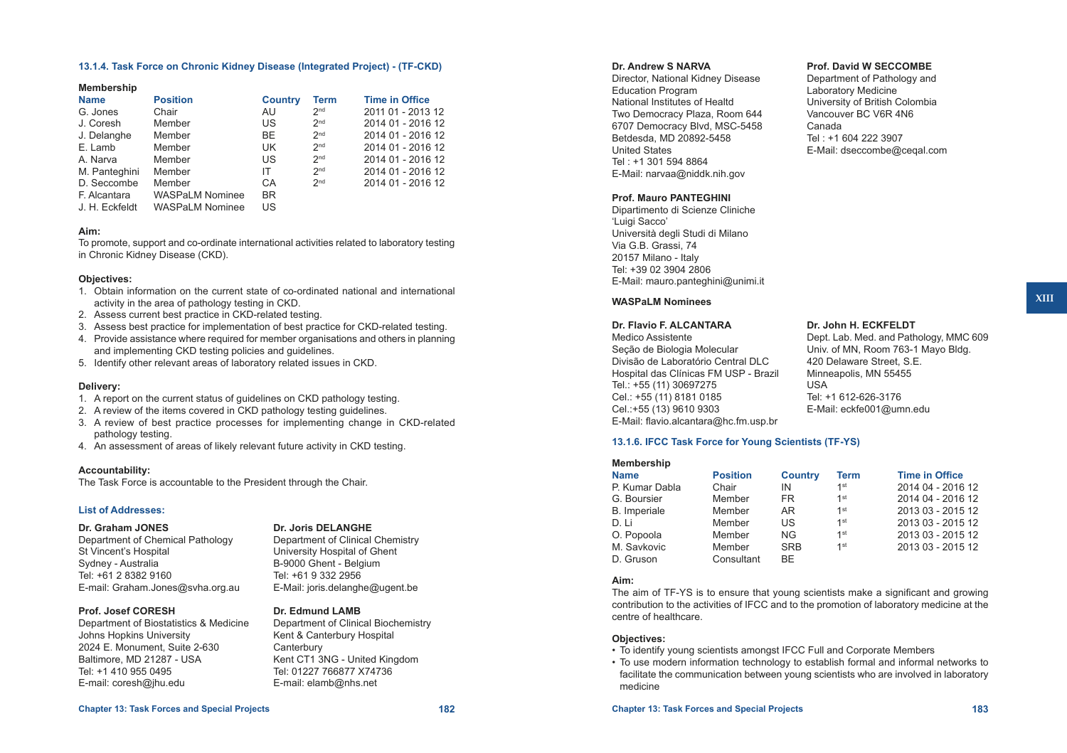### 13.1.4. Task Force on Chronic Kidney Disease (Integrated Project) - (TF-CKD)

**Membership**

| Name | Position | Country | Term | Time in Office |
|---|---|---|---|---|
| G. Jones | Chair | AU | 2nd | 2011 01 - 2013 12 |
| J. Coresh | Member | US | 2nd | 2014 01 - 2016 12 |
| J. Delanghe | Member | BE | 2nd | 2014 01 - 2016 12 |
| E. Lamb | Member | UK | 2nd | 2014 01 - 2016 12 |
| A. Narva | Member | US | 2nd | 2014 01 - 2016 12 |
| M. Panteghini | Member | IT | 2nd | 2014 01 - 2016 12 |
| D. Seccombe | Member | CA | 2nd | 2014 01 - 2016 12 |
| F. Alcantara | WASPaLM Nominee | BR | | |
| J. H. Eckfeldt | WASPaLM Nominee | US | | |

**Aim:**

To promote, support and co-ordinate international activities related to laboratory testing in Chronic Kidney Disease (CKD).

**Objectives:**

1. Obtain information on the current state of co-ordinated national and international activity in the area of pathology testing in CKD.
2. Assess current best practice in CKD-related testing.
3. Assess best practice for implementation of best practice for CKD-related testing.
4. Provide assistance where required for member organisations and others in planning and implementing CKD testing policies and guidelines.
5. Identify other relevant areas of laboratory related issues in CKD.

**Delivery:**

1. A report on the current status of guidelines on CKD pathology testing.
2. A review of the items covered in CKD pathology testing guidelines.
3. A review of best practice processes for implementing change in CKD-related pathology testing.
4. An assessment of areas of likely relevant future activity in CKD testing.

**Accountability:**

The Task Force is accountable to the President through the Chair.

**List of Addresses:**

**Dr. Graham JONES**
Department of Chemical Pathology
St Vincent's Hospital
Sydney - Australia
Tel: +61 2 8382 9160
E-mail: Graham.Jones@svha.org.au

**Dr. Joris DELANGHE**
Department of Clinical Chemistry
University Hospital of Ghent
B-9000 Ghent - Belgium
Tel: +61 9 332 2956
E-Mail: joris.delanghe@ugent.be

**Prof. Josef CORESH**
Department of Biostatistics & Medicine
Johns Hopkins University
2024 E. Monument, Suite 2-630
Baltimore, MD 21287 - USA
Tel: +1 410 955 0495
E-mail: coresh@jhu.edu

**Dr. Edmund LAMB**
Department of Clinical Biochemistry
Kent & Canterbury Hospital
Canterbury
Kent CT1 3NG - United Kingdom
Tel: 01227 766877 X74736
E-mail: elamb@nhs.net

**Dr. Andrew S NARVA**
Director, National Kidney Disease Education Program
National Institutes of Healtd
Two Democracy Plaza, Room 644
6707 Democracy Blvd, MSC-5458
Betdesda, MD 20892-5458
United States
Tel : +1 301 594 8864
E-Mail: narvaa@niddk.nih.gov

**Prof. David W SECCOMBE**
Department of Pathology and Laboratory Medicine
University of British Colombia
Vancouver BC V6R 4N6
Canada
Tel : +1 604 222 3907
E-Mail: dseccombe@ceqal.com

**Prof. Mauro PANTEGHINI**
Dipartimento di Scienze Cliniche 'Luigi Sacco'
Università degli Studi di Milano
Via G.B. Grassi, 74
20157 Milano - Italy
Tel: +39 02 3904 2806
E-Mail: mauro.panteghini@unimi.it

**WASPaLM Nominees**

**Dr. Flavio F. ALCANTARA**
Medico Assistente
Seção de Biologia Molecular
Divisão de Laboratório Central DLC
Hospital das Clínicas FM USP - Brazil
Tel.: +55 (11) 30697275
Cel.: +55 (11) 8181 0185
Cel.:+55 (13) 9610 9303
E-Mail: flavio.alcantara@hc.fm.usp.br

**Dr. John H. ECKFELDT**
Dept. Lab. Med. and Pathology, MMC 609
Univ. of MN, Room 763-1 Mayo Bldg.
420 Delaware Street, S.E.
Minneapolis, MN 55455
USA
Tel: +1 612-626-3176
E-Mail: eckfe001@umn.edu

### 13.1.6. IFCC Task Force for Young Scientists (TF-YS)

**Membership**

| Name | Position | Country | Term | Time in Office |
|---|---|---|---|---|
| P. Kumar Dabla | Chair | IN | 1st | 2014 04 - 2016 12 |
| G. Boursier | Member | FR | 1st | 2014 04 - 2016 12 |
| B. Imperiale | Member | AR | 1st | 2013 03 - 2015 12 |
| D. Li | Member | US | 1st | 2013 03 - 2015 12 |
| O. Popoola | Member | NG | 1st | 2013 03 - 2015 12 |
| M. Savkovic | Member | SRB | 1st | 2013 03 - 2015 12 |
| D. Gruson | Consultant | BE | | |

**Aim:**

The aim of TF-YS is to ensure that young scientists make a significant and growing contribution to the activities of IFCC and to the promotion of laboratory medicine at the centre of healthcare.

**Objectives:**

- To identify young scientists amongst IFCC Full and Corporate Members
- To use modern information technology to establish formal and informal networks to facilitate the communication between young scientists who are involved in laboratory medicine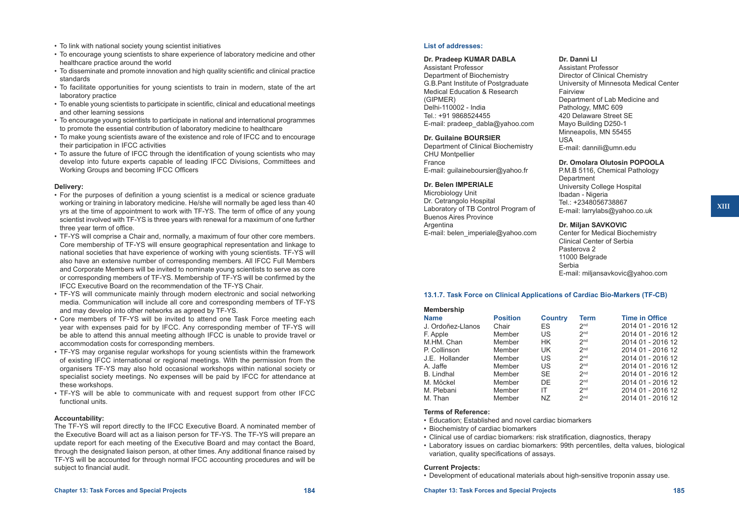- To link with national society young scientist initiatives
- To encourage young scientists to share experience of laboratory medicine and other healthcare practice around the world
- To disseminate and promote innovation and high quality scientific and clinical practice standards
- To facilitate opportunities for young scientists to train in modern, state of the art laboratory practice
- To enable young scientists to participate in scientific, clinical and educational meetings and other learning sessions
- To encourage young scientists to participate in national and international programmes to promote the essential contribution of laboratory medicine to healthcare
- To make young scientists aware of the existence and role of IFCC and to encourage their participation in IFCC activities
- To assure the future of IFCC through the identification of young scientists who may develop into future experts capable of leading IFCC Divisions, Committees and Working Groups and becoming IFCC Officers

**Delivery:**

- For the purposes of definition a young scientist is a medical or science graduate working or training in laboratory medicine. He/she will normally be aged less than 40 yrs at the time of appointment to work with TF-YS. The term of office of any young scientist involved with TF-YS is three years with renewal for a maximum of one further three year term of office.
- TF-YS will comprise a Chair and, normally, a maximum of four other core members. Core membership of TF-YS will ensure geographical representation and linkage to national societies that have experience of working with young scientists. TF-YS will also have an extensive number of corresponding members. All IFCC Full Members and Corporate Members will be invited to nominate young scientists to serve as core or corresponding members of TF-YS. Membership of TF-YS will be confirmed by the IFCC Executive Board on the recommendation of the TF-YS Chair.
- TF-YS will communicate mainly through modern electronic and social networking media. Communication will include all core and corresponding members of TF-YS and may develop into other networks as agreed by TF-YS.
- Core members of TF-YS will be invited to attend one Task Force meeting each year with expenses paid for by IFCC. Any corresponding member of TF-YS will be able to attend this annual meeting although IFCC is unable to provide travel or accommodation costs for corresponding members.
- TF-YS may organise regular workshops for young scientists within the framework of existing IFCC international or regional meetings. With the permission from the organisers TF-YS may also hold occasional workshops within national society or specialist society meetings. No expenses will be paid by IFCC for attendance at these workshops.
- TF-YS will be able to communicate with and request support from other IFCC functional units.

**Accountability:**

The TF-YS will report directly to the IFCC Executive Board. A nominated member of the Executive Board will act as a liaison person for TF-YS. The TF-YS will prepare an update report for each meeting of the Executive Board and may contact the Board, through the designated liaison person, at other times. Any additional finance raised by TF-YS will be accounted for through normal IFCC accounting procedures and will be subject to financial audit.

**List of addresses:**

**Dr. Pradeep KUMAR DABLA**
Assistant Professor
Department of Biochemistry
G.B.Pant Institute of Postgraduate Medical Education & Research (GIPMER)
Delhi-110002 - India
Tel.: +91 9868524455
E-mail: pradeep_dabla@yahoo.com

**Dr. Guilaine BOURSIER**
Department of Clinical Biochemistry
CHU Montpellier
France
E-mail: guilaineboursier@yahoo.fr

**Dr. Belen IMPERIALE**
Microbiology Unit
Dr. Cetrangolo Hospital
Laboratory of TB Control Program of Buenos Aires Province
Argentina
E-mail: belen_imperiale@yahoo.com

**Dr. Danni LI**
Assistant Professor
Director of Clinical Chemistry
University of Minnesota Medical Center Fairview
Department of Lab Medicine and Pathology, MMC 609
420 Delaware Street SE
Mayo Building D250-1
Minneapolis, MN 55455
USA
E-mail: dannili@umn.edu

**Dr. Omolara Olutosin POPOOLA**
P.M.B 5116, Chemical Pathology Department
University College Hospital
Ibadan - Nigeria
Tel.: +2348056738867
E-mail: larrylabs@yahoo.co.uk

**Dr. Miljan SAVKOVIC**
Center for Medical Biochemistry
Clinical Center of Serbia
Pasterova 2
11000 Belgrade
Serbia
E-mail: miljansavkovic@yahoo.com

### 13.1.7. Task Force on Clinical Applications of Cardiac Bio-Markers (TF-CB)

**Membership**

| Name | Position | Country | Term | Time in Office |
|---|---|---|---|---|
| J. Ordoñez-Llanos | Chair | ES | 2nd | 2014 01 - 2016 12 |
| F. Apple | Member | US | 2nd | 2014 01 - 2016 12 |
| M.HM. Chan | Member | HK | 2nd | 2014 01 - 2016 12 |
| P. Collinson | Member | UK | 2nd | 2014 01 - 2016 12 |
| J.E. Hollander | Member | US | 2nd | 2014 01 - 2016 12 |
| A. Jaffe | Member | US | 2nd | 2014 01 - 2016 12 |
| B. Lindhal | Member | SE | 2nd | 2014 01 - 2016 12 |
| M. Möckel | Member | DE | 2nd | 2014 01 - 2016 12 |
| M. Plebani | Member | IT | 2nd | 2014 01 - 2016 12 |
| M. Than | Member | NZ | 2nd | 2014 01 - 2016 12 |

**Terms of Reference:**

- Education; Established and novel cardiac biomarkers
- Biochemistry of cardiac biomarkers
- Clinical use of cardiac biomarkers: risk stratification, diagnostics, therapy
- Laboratory issues on cardiac biomarkers: 99th percentiles, delta values, biological variation, quality specifications of assays.

**Current Projects:**

- Development of educational materials about high-sensitive troponin assay use.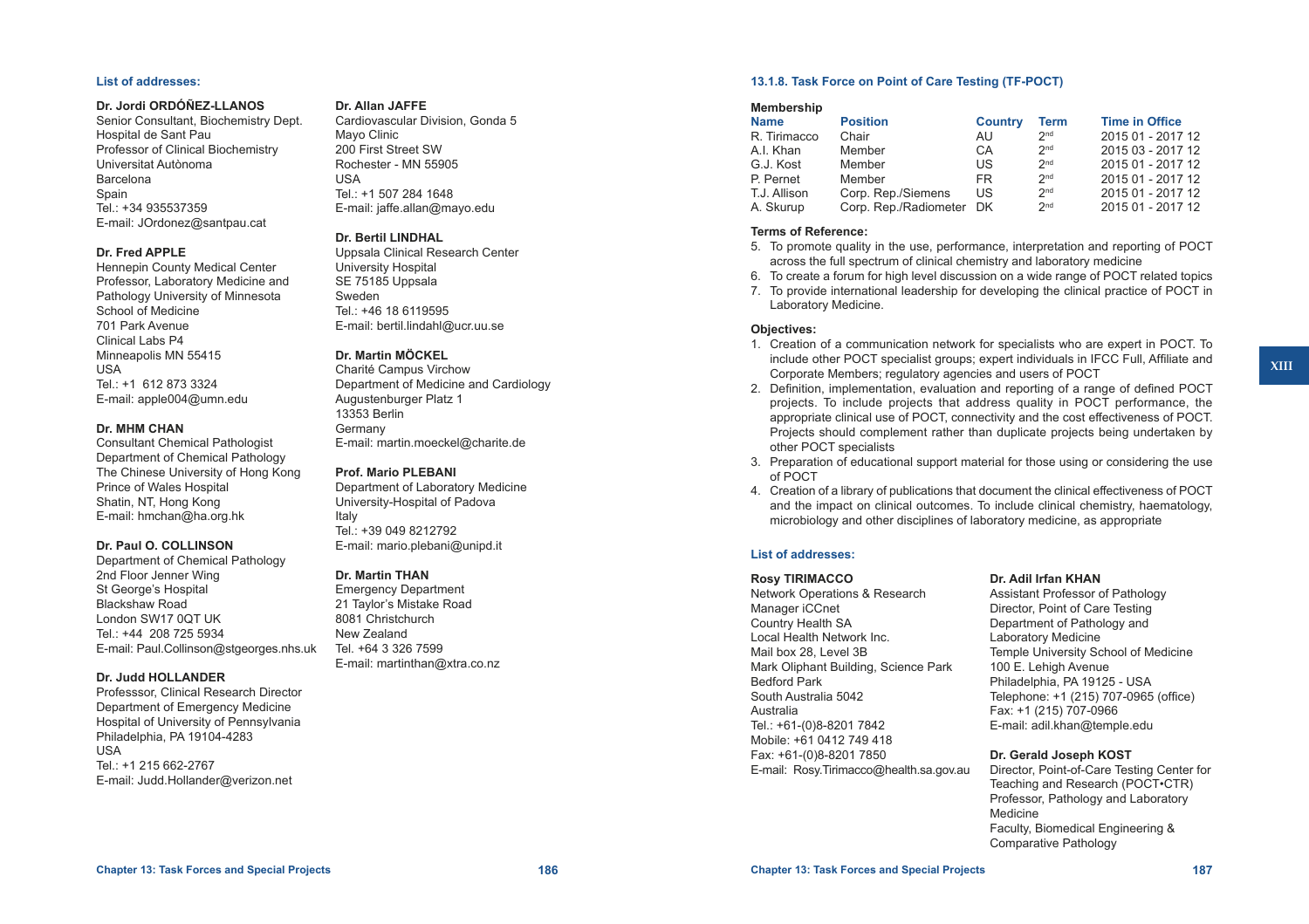**List of addresses:**

**Dr. Jordi ORDÓÑEZ-LLANOS**
Senior Consultant, Biochemistry Dept.
Hospital de Sant Pau
Professor of Clinical Biochemistry
Universitat Autònoma
Barcelona
Spain
Tel.: +34 935537359
E-mail: JOrdonez@santpau.cat

**Dr. Fred APPLE**
Hennepin County Medical Center
Professor, Laboratory Medicine and Pathology University of Minnesota
School of Medicine
701 Park Avenue
Clinical Labs P4
Minneapolis MN 55415
USA
Tel.: +1 612 873 3324
E-mail: apple004@umn.edu

**Dr. MHM CHAN**
Consultant Chemical Pathologist
Department of Chemical Pathology
The Chinese University of Hong Kong
Prince of Wales Hospital
Shatin, NT, Hong Kong
E-mail: hmchan@ha.org.hk

**Dr. Paul O. COLLINSON**
Department of Chemical Pathology
2nd Floor Jenner Wing
St George's Hospital
Blackshaw Road
London SW17 0QT UK
Tel.: +44 208 725 5934
E-mail: Paul.Collinson@stgeorges.nhs.uk

**Dr. Judd HOLLANDER**
Professsor, Clinical Research Director
Department of Emergency Medicine
Hospital of University of Pennsylvania
Philadelphia, PA 19104-4283
USA
Tel.: +1 215 662-2767
E-mail: Judd.Hollander@verizon.net

**Dr. Allan JAFFE**
Cardiovascular Division, Gonda 5
Mayo Clinic
200 First Street SW
Rochester - MN 55905
USA
Tel.: +1 507 284 1648
E-mail: jaffe.allan@mayo.edu

**Dr. Bertil LINDHAL**
Uppsala Clinical Research Center
University Hospital
SE 75185 Uppsala
Sweden
Tel.: +46 18 6119595
E-mail: bertil.lindahl@ucr.uu.se

**Dr. Martin MÖCKEL**
Charité Campus Virchow
Department of Medicine and Cardiology
Augustenburger Platz 1
13353 Berlin
Germany
E-mail: martin.moeckel@charite.de

**Prof. Mario PLEBANI**
Department of Laboratory Medicine
University-Hospital of Padova
Italy
Tel.: +39 049 8212792
E-mail: mario.plebani@unipd.it

**Dr. Martin THAN**
Emergency Department
21 Taylor's Mistake Road
8081 Christchurch
New Zealand
Tel. +64 3 326 7599
E-mail: martinthan@xtra.co.nz

### 13.1.8. Task Force on Point of Care Testing (TF-POCT)

**Membership**

| Name | Position | Country | Term | Time in Office |
|---|---|---|---|---|
| R. Tirimacco | Chair | AU | 2nd | 2015 01 - 2017 12 |
| A.I. Khan | Member | CA | 2nd | 2015 03 - 2017 12 |
| G.J. Kost | Member | US | 2nd | 2015 01 - 2017 12 |
| P. Pernet | Member | FR | 2nd | 2015 01 - 2017 12 |
| T.J. Allison | Corp. Rep./Siemens | US | 2nd | 2015 01 - 2017 12 |
| A. Skurup | Corp. Rep./Radiometer | DK | 2nd | 2015 01 - 2017 12 |

**Terms of Reference:**

5. To promote quality in the use, performance, interpretation and reporting of POCT across the full spectrum of clinical chemistry and laboratory medicine
6. To create a forum for high level discussion on a wide range of POCT related topics
7. To provide international leadership for developing the clinical practice of POCT in Laboratory Medicine.

**Objectives:**

1. Creation of a communication network for specialists who are expert in POCT. To include other POCT specialist groups; expert individuals in IFCC Full, Affiliate and Corporate Members; regulatory agencies and users of POCT
2. Definition, implementation, evaluation and reporting of a range of defined POCT projects. To include projects that address quality in POCT performance, the appropriate clinical use of POCT, connectivity and the cost effectiveness of POCT. Projects should complement rather than duplicate projects being undertaken by other POCT specialists
3. Preparation of educational support material for those using or considering the use of POCT
4. Creation of a library of publications that document the clinical effectiveness of POCT and the impact on clinical outcomes. To include clinical chemistry, haematology, microbiology and other disciplines of laboratory medicine, as appropriate

**List of addresses:**

**Rosy TIRIMACCO**
Network Operations & Research Manager iCCnet
Country Health SA
Local Health Network Inc.
Mail box 28, Level 3B
Mark Oliphant Building, Science Park
Bedford Park
South Australia 5042
Australia
Tel.: +61-(0)8-8201 7842
Mobile: +61 0412 749 418
Fax: +61-(0)8-8201 7850
E-mail: Rosy.Tirimacco@health.sa.gov.au

**Dr. Adil Irfan KHAN**
Assistant Professor of Pathology
Director, Point of Care Testing
Department of Pathology and Laboratory Medicine
Temple University School of Medicine
100 E. Lehigh Avenue
Philadelphia, PA 19125 - USA
Telephone: +1 (215) 707-0965 (office)
Fax: +1 (215) 707-0966
E-mail: adil.khan@temple.edu

**Dr. Gerald Joseph KOST**
Director, Point-of-Care Testing Center for Teaching and Research (POCT•CTR)
Professor, Pathology and Laboratory Medicine
Faculty, Biomedical Engineering & Comparative Pathology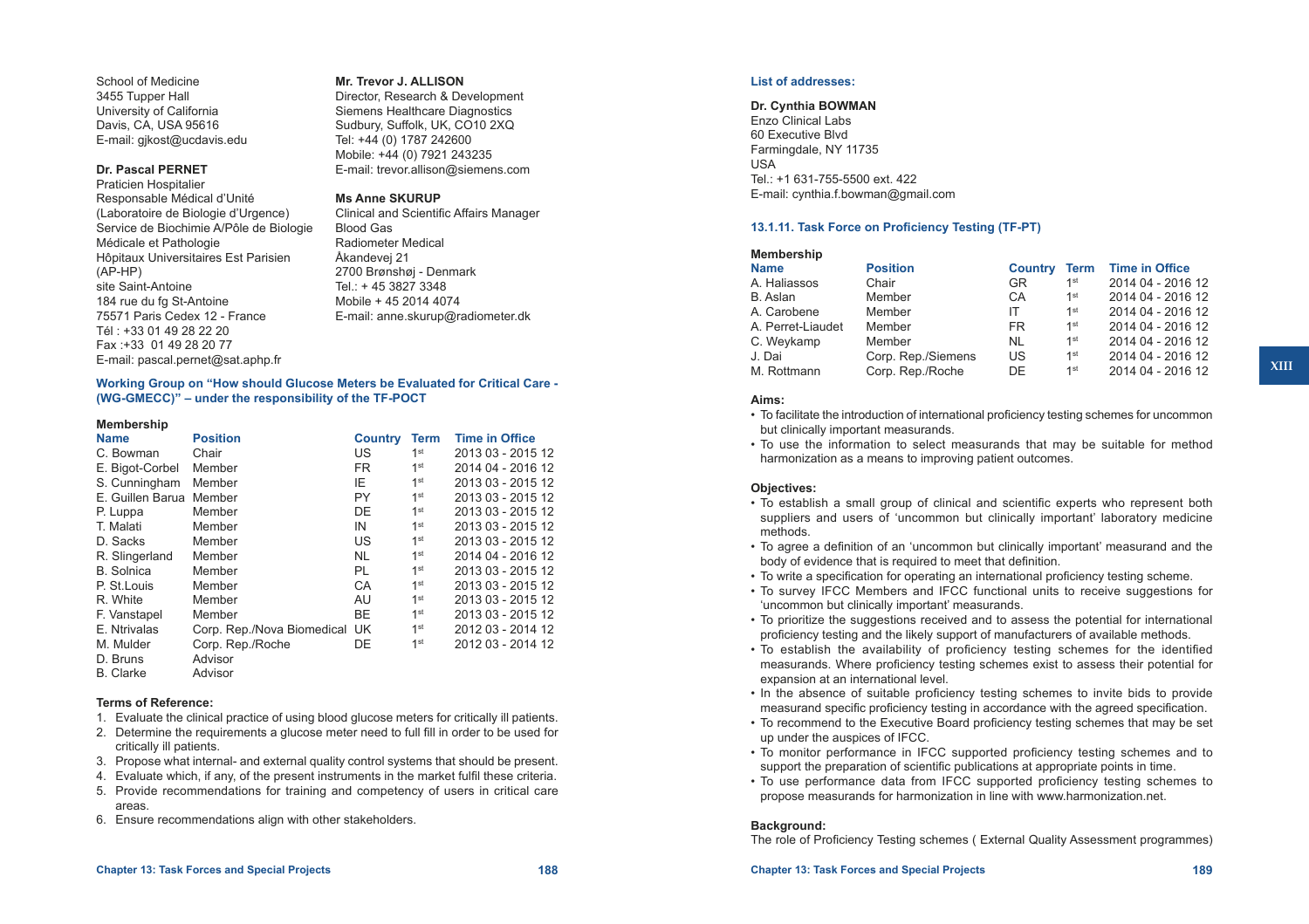School of Medicine
3455 Tupper Hall
University of California
Davis, CA, USA 95616
E-mail: gjkost@ucdavis.edu

**Dr. Pascal PERNET**
Praticien Hospitalier
Responsable Médical d'Unité
(Laboratoire de Biologie d'Urgence)
Service de Biochimie A/Pôle de Biologie
Médicale et Pathologie
Hôpitaux Universitaires Est Parisien
(AP-HP)
site Saint-Antoine
184 rue du fg St-Antoine
75571 Paris Cedex 12 - France
Tél : +33 01 49 28 22 20
Fax :+33 01 49 28 20 77
E-mail: pascal.pernet@sat.aphp.fr

**Mr. Trevor J. ALLISON**
Director, Research & Development
Siemens Healthcare Diagnostics
Sudbury, Suffolk, UK, CO10 2XQ
Tel: +44 (0) 1787 242600
Mobile: +44 (0) 7921 243235
E-mail: trevor.allison@siemens.com

**Ms Anne SKURUP**
Clinical and Scientific Affairs Manager
Blood Gas
Radiometer Medical
Åkandevej 21
2700 Brønshøj - Denmark
Tel.: + 45 3827 3348
Mobile + 45 2014 4074
E-mail: anne.skurup@radiometer.dk

### Working Group on "How should Glucose Meters be Evaluated for Critical Care - (WG-GMECC)" – under the responsibility of the TF-POCT

**Membership**

| Name | Position | Country | Term | Time in Office |
|---|---|---|---|---|
| C. Bowman | Chair | US | 1st | 2013 03 - 2015 12 |
| E. Bigot-Corbel | Member | FR | 1st | 2014 04 - 2016 12 |
| S. Cunningham | Member | IE | 1st | 2013 03 - 2015 12 |
| E. Guillen Barua | Member | PY | 1st | 2013 03 - 2015 12 |
| P. Luppa | Member | DE | 1st | 2013 03 - 2015 12 |
| T. Malati | Member | IN | 1st | 2013 03 - 2015 12 |
| D. Sacks | Member | US | 1st | 2013 03 - 2015 12 |
| R. Slingerland | Member | NL | 1st | 2014 04 - 2016 12 |
| B. Solnica | Member | PL | 1st | 2013 03 - 2015 12 |
| P. St.Louis | Member | CA | 1st | 2013 03 - 2015 12 |
| R. White | Member | AU | 1st | 2013 03 - 2015 12 |
| F. Vanstapel | Member | BE | 1st | 2013 03 - 2015 12 |
| E. Ntrivalas | Corp. Rep./Nova Biomedical | UK | 1st | 2012 03 - 2014 12 |
| M. Mulder | Corp. Rep./Roche | DE | 1st | 2012 03 - 2014 12 |
| D. Bruns | Advisor | | | |
| B. Clarke | Advisor | | | |

**Terms of Reference:**

1. Evaluate the clinical practice of using blood glucose meters for critically ill patients.
2. Determine the requirements a glucose meter need to full fill in order to be used for critically ill patients.
3. Propose what internal- and external quality control systems that should be present.
4. Evaluate which, if any, of the present instruments in the market fulfil these criteria.
5. Provide recommendations for training and competency of users in critical care areas.
6. Ensure recommendations align with other stakeholders.

**List of addresses:**

**Dr. Cynthia BOWMAN**
Enzo Clinical Labs
60 Executive Blvd
Farmingdale, NY 11735
USA
Tel.: +1 631-755-5500 ext. 422
E-mail: cynthia.f.bowman@gmail.com

### 13.1.11. Task Force on Proficiency Testing (TF-PT)

**Membership**

| Name | Position | Country | Term | Time in Office |
|---|---|---|---|---|
| A. Haliassos | Chair | GR | 1st | 2014 04 - 2016 12 |
| B. Aslan | Member | CA | 1st | 2014 04 - 2016 12 |
| A. Carobene | Member | IT | 1st | 2014 04 - 2016 12 |
| A. Perret-Liaudet | Member | FR | 1st | 2014 04 - 2016 12 |
| C. Weykamp | Member | NL | 1st | 2014 04 - 2016 12 |
| J. Dai | Corp. Rep./Siemens | US | 1st | 2014 04 - 2016 12 |
| M. Rottmann | Corp. Rep./Roche | DE | 1st | 2014 04 - 2016 12 |

**Aims:**

- To facilitate the introduction of international proficiency testing schemes for uncommon but clinically important measurands.
- To use the information to select measurands that may be suitable for method harmonization as a means to improving patient outcomes.

**Objectives:**

- To establish a small group of clinical and scientific experts who represent both suppliers and users of 'uncommon but clinically important' laboratory medicine methods.
- To agree a definition of an 'uncommon but clinically important' measurand and the body of evidence that is required to meet that definition.
- To write a specification for operating an international proficiency testing scheme.
- To survey IFCC Members and IFCC functional units to receive suggestions for 'uncommon but clinically important' measurands.
- To prioritize the suggestions received and to assess the potential for international proficiency testing and the likely support of manufacturers of available methods.
- To establish the availability of proficiency testing schemes for the identified measurands. Where proficiency testing schemes exist to assess their potential for expansion at an international level.
- In the absence of suitable proficiency testing schemes to invite bids to provide measurand specific proficiency testing in accordance with the agreed specification.
- To recommend to the Executive Board proficiency testing schemes that may be set up under the auspices of IFCC.
- To monitor performance in IFCC supported proficiency testing schemes and to support the preparation of scientific publications at appropriate points in time.
- To use performance data from IFCC supported proficiency testing schemes to propose measurands for harmonization in line with www.harmonization.net.

**Background:**

The role of Proficiency Testing schemes ( External Quality Assessment programmes)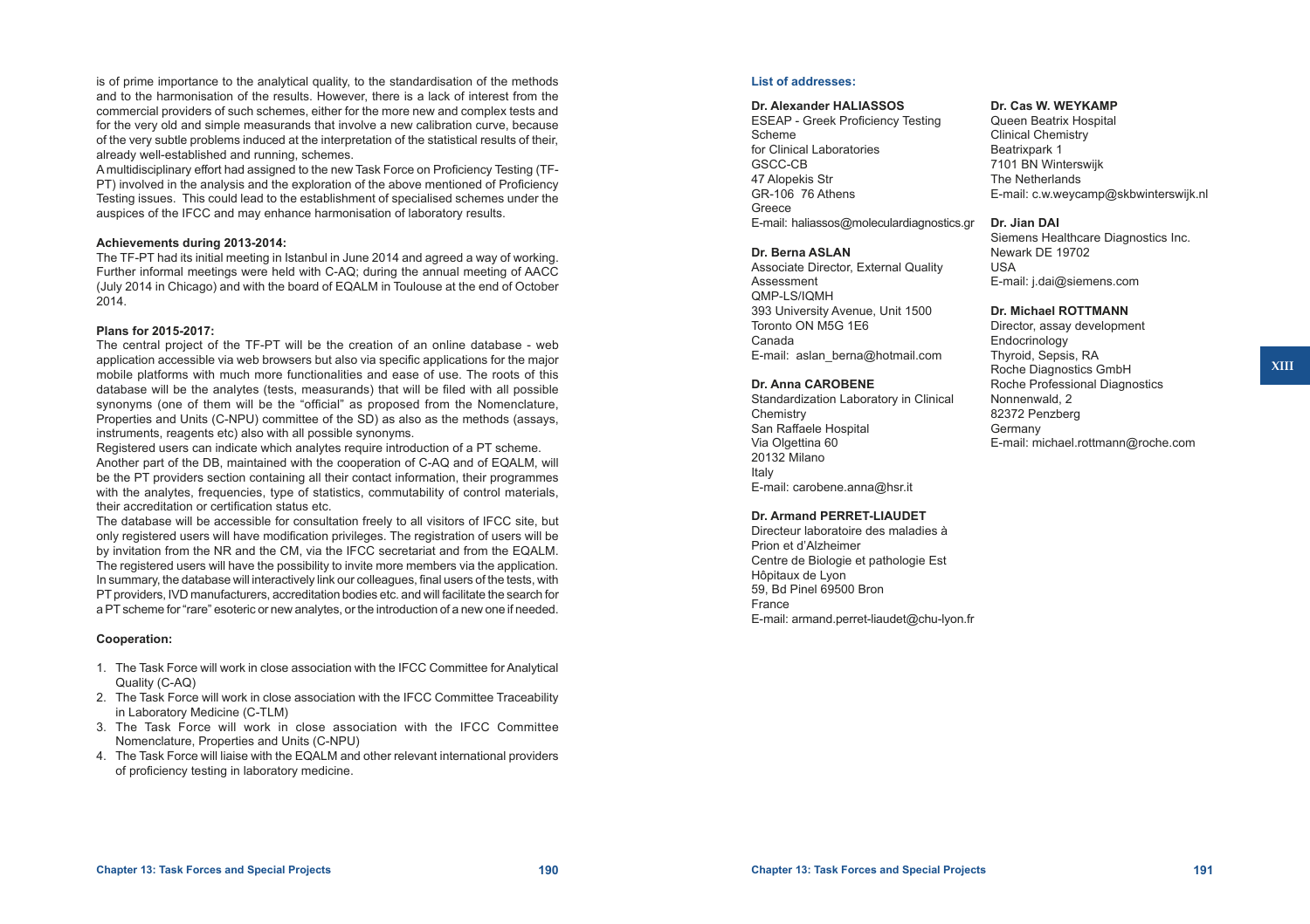is of prime importance to the analytical quality, to the standardisation of the methods and to the harmonisation of the results. However, there is a lack of interest from the commercial providers of such schemes, either for the more new and complex tests and for the very old and simple measurands that involve a new calibration curve, because of the very subtle problems induced at the interpretation of the statistical results of their, already well-established and running, schemes.

A multidisciplinary effort had assigned to the new Task Force on Proficiency Testing (TF-PT) involved in the analysis and the exploration of the above mentioned of Proficiency Testing issues. This could lead to the establishment of specialised schemes under the auspices of the IFCC and may enhance harmonisation of laboratory results.

**Achievements during 2013-2014:**

The TF-PT had its initial meeting in Istanbul in June 2014 and agreed a way of working. Further informal meetings were held with C-AQ; during the annual meeting of AACC (July 2014 in Chicago) and with the board of EQALM in Toulouse at the end of October 2014.

**Plans for 2015-2017:**

The central project of the TF-PT will be the creation of an online database - web application accessible via web browsers but also via specific applications for the major mobile platforms with much more functionalities and ease of use. The roots of this database will be the analytes (tests, measurands) that will be filed with all possible synonyms (one of them will be the "official" as proposed from the Nomenclature, Properties and Units (C-NPU) committee of the SD) as also as the methods (assays, instruments, reagents etc) also with all possible synonyms.

Registered users can indicate which analytes require introduction of a PT scheme.

Another part of the DB, maintained with the cooperation of C-AQ and of EQALM, will be the PT providers section containing all their contact information, their programmes with the analytes, frequencies, type of statistics, commutability of control materials, their accreditation or certification status etc.

The database will be accessible for consultation freely to all visitors of IFCC site, but only registered users will have modification privileges. The registration of users will be by invitation from the NR and the CM, via the IFCC secretariat and from the EQALM. The registered users will have the possibility to invite more members via the application. In summary, the database will interactively link our colleagues, final users of the tests, with PT providers, IVD manufacturers, accreditation bodies etc. and will facilitate the search for a PT scheme for "rare" esoteric or new analytes, or the introduction of a new one if needed.

**Cooperation:**

1. The Task Force will work in close association with the IFCC Committee for Analytical Quality (C-AQ)
2. The Task Force will work in close association with the IFCC Committee Traceability in Laboratory Medicine (C-TLM)
3. The Task Force will work in close association with the IFCC Committee Nomenclature, Properties and Units (C-NPU)
4. The Task Force will liaise with the EQALM and other relevant international providers of proficiency testing in laboratory medicine.

**List of addresses:**

**Dr. Alexander HALIASSOS**
ESEAP - Greek Proficiency Testing Scheme
for Clinical Laboratories
GSCC-CB
47 Alopekis Str
GR-106 76 Athens
Greece
E-mail: haliassos@moleculardiagnostics.gr

**Dr. Berna ASLAN**
Associate Director, External Quality Assessment
QMP-LS/IQMH
393 University Avenue, Unit 1500
Toronto ON M5G 1E6
Canada
E-mail: aslan_berna@hotmail.com

**Dr. Anna CAROBENE**
Standardization Laboratory in Clinical Chemistry
San Raffaele Hospital
Via Olgettina 60
20132 Milano
Italy
E-mail: carobene.anna@hsr.it

**Dr. Armand PERRET-LIAUDET**
Directeur laboratoire des maladies à Prion et d'Alzheimer
Centre de Biologie et pathologie Est
Hôpitaux de Lyon
59, Bd Pinel 69500 Bron
France
E-mail: armand.perret-liaudet@chu-lyon.fr

**Dr. Cas W. WEYKAMP**
Queen Beatrix Hospital
Clinical Chemistry
Beatrixpark 1
7101 BN Winterswijk
The Netherlands
E-mail: c.w.weycamp@skbwinterswijk.nl

**Dr. Jian DAI**
Siemens Healthcare Diagnostics Inc.
Newark DE 19702
USA
E-mail: j.dai@siemens.com

**Dr. Michael ROTTMANN**
Director, assay development
Endocrinology
Thyroid, Sepsis, RA
Roche Diagnostics GmbH
Roche Professional Diagnostics
Nonnenwald, 2
82372 Penzberg
Germany
E-mail: michael.rottmann@roche.com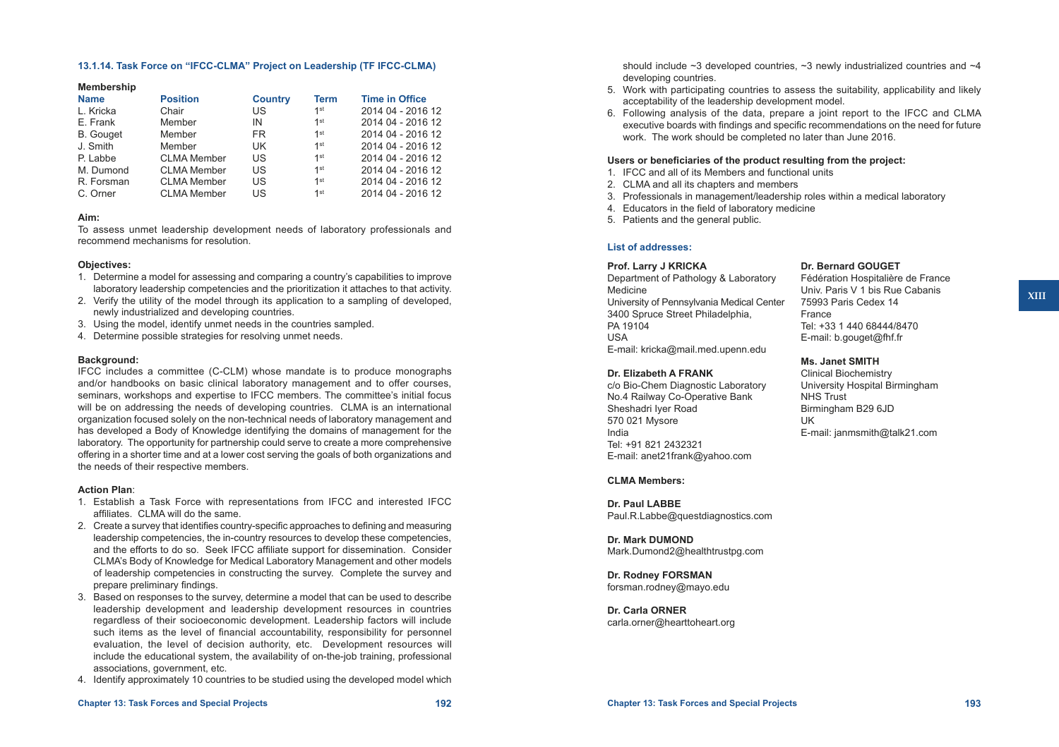### 13.1.14. Task Force on "IFCC-CLMA" Project on Leadership (TF IFCC-CLMA)

**Membership**

| Name | Position | Country | Term | Time in Office |
|---|---|---|---|---|
| L. Kricka | Chair | US | 1st | 2014 04 - 2016 12 |
| E. Frank | Member | IN | 1st | 2014 04 - 2016 12 |
| B. Gouget | Member | FR | 1st | 2014 04 - 2016 12 |
| J. Smith | Member | UK | 1st | 2014 04 - 2016 12 |
| P. Labbe | CLMA Member | US | 1st | 2014 04 - 2016 12 |
| M. Dumond | CLMA Member | US | 1st | 2014 04 - 2016 12 |
| R. Forsman | CLMA Member | US | 1st | 2014 04 - 2016 12 |
| C. Orner | CLMA Member | US | 1st | 2014 04 - 2016 12 |

**Aim:**

To assess unmet leadership development needs of laboratory professionals and recommend mechanisms for resolution.

**Objectives:**

1. Determine a model for assessing and comparing a country's capabilities to improve laboratory leadership competencies and the prioritization it attaches to that activity.
2. Verify the utility of the model through its application to a sampling of developed, newly industrialized and developing countries.
3. Using the model, identify unmet needs in the countries sampled.
4. Determine possible strategies for resolving unmet needs.

**Background:**

IFCC includes a committee (C-CLM) whose mandate is to produce monographs and/or handbooks on basic clinical laboratory management and to offer courses, seminars, workshops and expertise to IFCC members. The committee's initial focus will be on addressing the needs of developing countries. CLMA is an international organization focused solely on the non-technical needs of laboratory management and has developed a Body of Knowledge identifying the domains of management for the laboratory. The opportunity for partnership could serve to create a more comprehensive offering in a shorter time and at a lower cost serving the goals of both organizations and the needs of their respective members.

**Action Plan**:

1. Establish a Task Force with representations from IFCC and interested IFCC affiliates. CLMA will do the same.
2. Create a survey that identifies country-specific approaches to defining and measuring leadership competencies, the in-country resources to develop these competencies, and the efforts to do so. Seek IFCC affiliate support for dissemination. Consider CLMA's Body of Knowledge for Medical Laboratory Management and other models of leadership competencies in constructing the survey. Complete the survey and prepare preliminary findings.
3. Based on responses to the survey, determine a model that can be used to describe leadership development and leadership development resources in countries regardless of their socioeconomic development. Leadership factors will include such items as the level of financial accountability, responsibility for personnel evaluation, the level of decision authority, etc. Development resources will include the educational system, the availability of on-the-job training, professional associations, government, etc.
4. Identify approximately 10 countries to be studied using the developed model which should include ~3 developed countries, ~3 newly industrialized countries and ~4 developing countries.
5. Work with participating countries to assess the suitability, applicability and likely acceptability of the leadership development model.
6. Following analysis of the data, prepare a joint report to the IFCC and CLMA executive boards with findings and specific recommendations on the need for future work. The work should be completed no later than June 2016.

**Users or beneficiaries of the product resulting from the project:**

1. IFCC and all of its Members and functional units
2. CLMA and all its chapters and members
3. Professionals in management/leadership roles within a medical laboratory
4. Educators in the field of laboratory medicine
5. Patients and the general public.

**List of addresses:**

**Prof. Larry J KRICKA**
Department of Pathology & Laboratory Medicine
University of Pennsylvania Medical Center
3400 Spruce Street Philadelphia,
PA 19104
USA
E-mail: kricka@mail.med.upenn.edu

**Dr. Elizabeth A FRANK**
c/o Bio-Chem Diagnostic Laboratory
No.4 Railway Co-Operative Bank
Sheshadri Iyer Road
570 021 Mysore
India
Tel: +91 821 2432321
E-mail: anet21frank@yahoo.com

**Dr. Bernard GOUGET**
Fédération Hospitalière de France
Univ. Paris V 1 bis Rue Cabanis
75993 Paris Cedex 14
France
Tel: +33 1 440 68444/8470
E-mail: b.gouget@fhf.fr

**Ms. Janet SMITH**
Clinical Biochemistry
University Hospital Birmingham
NHS Trust
Birmingham B29 6JD
UK
E-mail: janmsmith@talk21.com

**CLMA Members:**

**Dr. Paul LABBE**
Paul.R.Labbe@questdiagnostics.com

**Dr. Mark DUMOND**
Mark.Dumond2@healthtrustpg.com

**Dr. Rodney FORSMAN**
forsman.rodney@mayo.edu

**Dr. Carla ORNER**
carla.orner@hearttoheart.org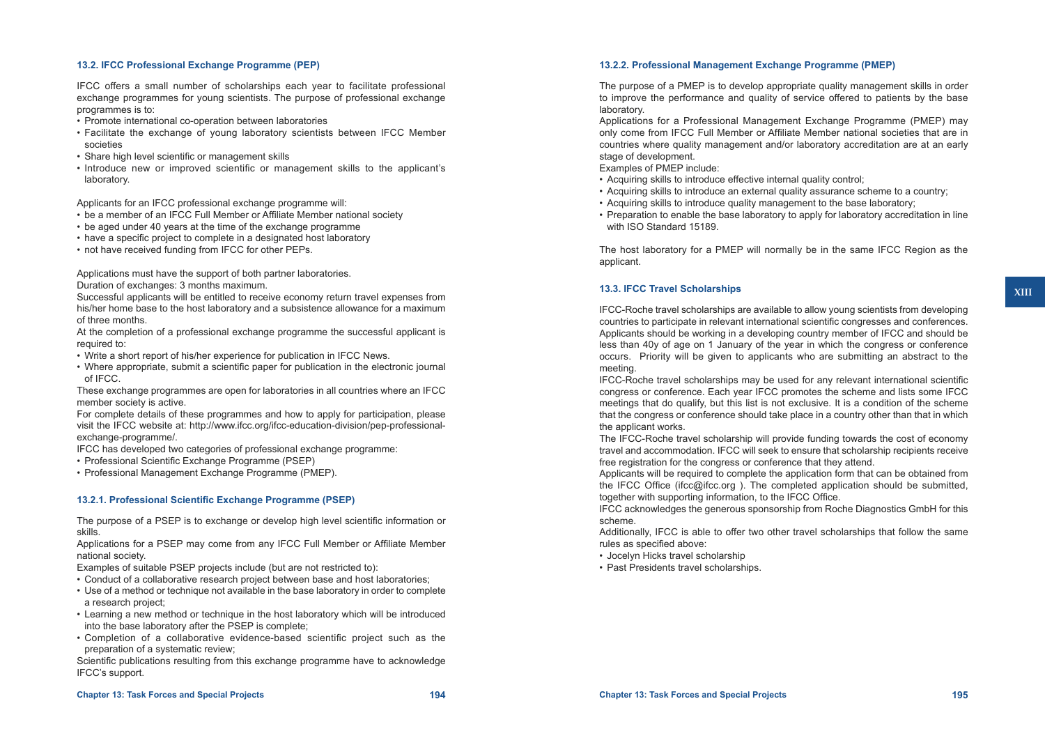### 13.2. IFCC Professional Exchange Programme (PEP)

IFCC offers a small number of scholarships each year to facilitate professional exchange programmes for young scientists. The purpose of professional exchange programmes is to:

- Promote international co-operation between laboratories
- Facilitate the exchange of young laboratory scientists between IFCC Member societies
- Share high level scientific or management skills
- Introduce new or improved scientific or management skills to the applicant's laboratory.

Applicants for an IFCC professional exchange programme will:

- be a member of an IFCC Full Member or Affiliate Member national society
- be aged under 40 years at the time of the exchange programme
- have a specific project to complete in a designated host laboratory
- not have received funding from IFCC for other PEPs.

Applications must have the support of both partner laboratories.

Duration of exchanges: 3 months maximum.

Successful applicants will be entitled to receive economy return travel expenses from his/her home base to the host laboratory and a subsistence allowance for a maximum of three months.

At the completion of a professional exchange programme the successful applicant is required to:

- Write a short report of his/her experience for publication in IFCC News.
- Where appropriate, submit a scientific paper for publication in the electronic journal of IFCC.

These exchange programmes are open for laboratories in all countries where an IFCC member society is active.

For complete details of these programmes and how to apply for participation, please visit the IFCC website at: http://www.ifcc.org/ifcc-education-division/pep-professional-exchange-programme/.

IFCC has developed two categories of professional exchange programme:

- Professional Scientific Exchange Programme (PSEP)
- Professional Management Exchange Programme (PMEP).

#### 13.2.1. Professional Scientific Exchange Programme (PSEP)

The purpose of a PSEP is to exchange or develop high level scientific information or skills.

Applications for a PSEP may come from any IFCC Full Member or Affiliate Member national society.

Examples of suitable PSEP projects include (but are not restricted to):

- Conduct of a collaborative research project between base and host laboratories;
- Use of a method or technique not available in the base laboratory in order to complete a research project;
- Learning a new method or technique in the host laboratory which will be introduced into the base laboratory after the PSEP is complete;
- Completion of a collaborative evidence-based scientific project such as the preparation of a systematic review;

Scientific publications resulting from this exchange programme have to acknowledge IFCC's support.

#### 13.2.2. Professional Management Exchange Programme (PMEP)

The purpose of a PMEP is to develop appropriate quality management skills in order to improve the performance and quality of service offered to patients by the base laboratory.

Applications for a Professional Management Exchange Programme (PMEP) may only come from IFCC Full Member or Affiliate Member national societies that are in countries where quality management and/or laboratory accreditation are at an early stage of development.

Examples of PMEP include:

- Acquiring skills to introduce effective internal quality control;
- Acquiring skills to introduce an external quality assurance scheme to a country;
- Acquiring skills to introduce quality management to the base laboratory;
- Preparation to enable the base laboratory to apply for laboratory accreditation in line with ISO Standard 15189.

The host laboratory for a PMEP will normally be in the same IFCC Region as the applicant.

### 13.3. IFCC Travel Scholarships

IFCC-Roche travel scholarships are available to allow young scientists from developing countries to participate in relevant international scientific congresses and conferences. Applicants should be working in a developing country member of IFCC and should be less than 40y of age on 1 January of the year in which the congress or conference occurs. Priority will be given to applicants who are submitting an abstract to the meeting.

IFCC-Roche travel scholarships may be used for any relevant international scientific congress or conference. Each year IFCC promotes the scheme and lists some IFCC meetings that do qualify, but this list is not exclusive. It is a condition of the scheme that the congress or conference should take place in a country other than that in which the applicant works.

The IFCC-Roche travel scholarship will provide funding towards the cost of economy travel and accommodation. IFCC will seek to ensure that scholarship recipients receive free registration for the congress or conference that they attend.

Applicants will be required to complete the application form that can be obtained from the IFCC Office (ifcc@ifcc.org ). The completed application should be submitted, together with supporting information, to the IFCC Office.

IFCC acknowledges the generous sponsorship from Roche Diagnostics GmbH for this scheme.

Additionally, IFCC is able to offer two other travel scholarships that follow the same rules as specified above:

- Jocelyn Hicks travel scholarship
- Past Presidents travel scholarships.